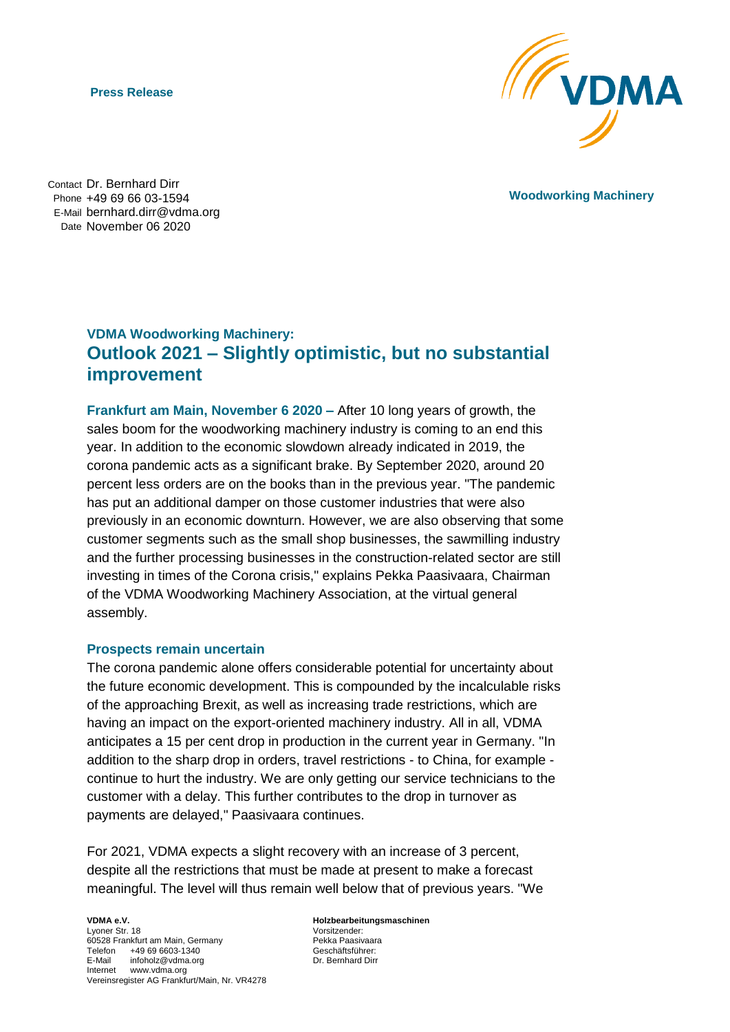**Press Release**

Contact Dr. Bernhard Dirr
Phone +49 69 66 03-1594
E-Mail bernhard.dirr@vdma.org
Date November 06 2020

**Woodworking Machinery**

## VDMA Woodworking Machinery:
# Outlook 2021 – Slightly optimistic, but no substantial improvement

**Frankfurt am Main, November 6 2020 –** After 10 long years of growth, the sales boom for the woodworking machinery industry is coming to an end this year. In addition to the economic slowdown already indicated in 2019, the corona pandemic acts as a significant brake. By September 2020, around 20 percent less orders are on the books than in the previous year. "The pandemic has put an additional damper on those customer industries that were also previously in an economic downturn. However, we are also observing that some customer segments such as the small shop businesses, the sawmilling industry and the further processing businesses in the construction-related sector are still investing in times of the Corona crisis," explains Pekka Paasivaara, Chairman of the VDMA Woodworking Machinery Association, at the virtual general assembly.

### Prospects remain uncertain

The corona pandemic alone offers considerable potential for uncertainty about the future economic development. This is compounded by the incalculable risks of the approaching Brexit, as well as increasing trade restrictions, which are having an impact on the export-oriented machinery industry. All in all, VDMA anticipates a 15 per cent drop in production in the current year in Germany. "In addition to the sharp drop in orders, travel restrictions - to China, for example - continue to hurt the industry. We are only getting our service technicians to the customer with a delay. This further contributes to the drop in turnover as payments are delayed," Paasivaara continues.

For 2021, VDMA expects a slight recovery with an increase of 3 percent, despite all the restrictions that must be made at present to make a forecast meaningful. The level will thus remain well below that of previous years. "We

**VDMA e.V.**
Lyoner Str. 18
60528 Frankfurt am Main, Germany
Telefon +49 69 6603-1340
E-Mail infoholz@vdma.org
Internet www.vdma.org
Vereinsregister AG Frankfurt/Main, Nr. VR4278

**Holzbearbeitungsmaschinen**
Vorsitzender:
Pekka Paasivaara
Geschäftsführer:
Dr. Bernhard Dirr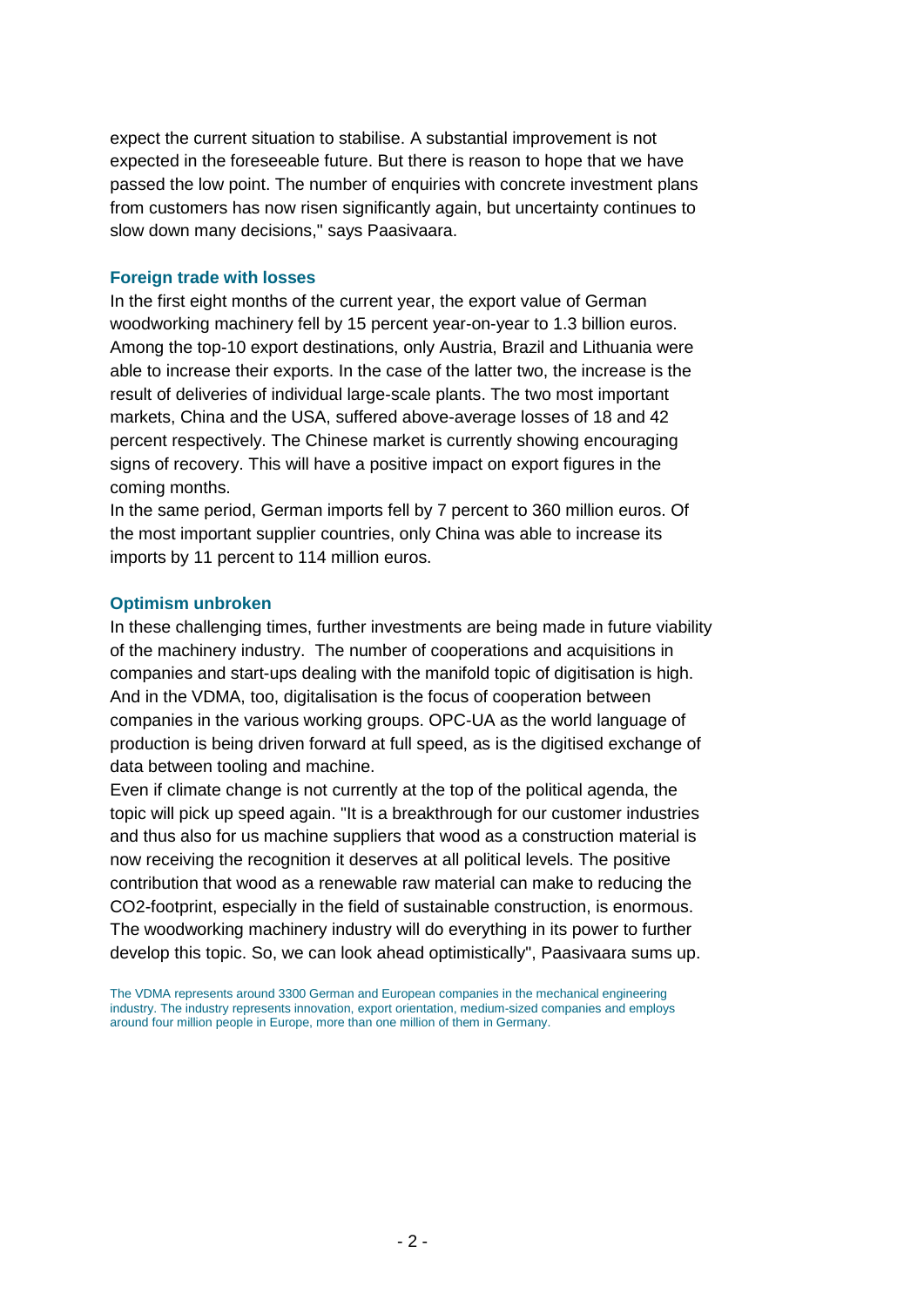expect the current situation to stabilise. A substantial improvement is not expected in the foreseeable future. But there is reason to hope that we have passed the low point. The number of enquiries with concrete investment plans from customers has now risen significantly again, but uncertainty continues to slow down many decisions," says Paasivaara.

## Foreign trade with losses

In the first eight months of the current year, the export value of German woodworking machinery fell by 15 percent year-on-year to 1.3 billion euros. Among the top-10 export destinations, only Austria, Brazil and Lithuania were able to increase their exports. In the case of the latter two, the increase is the result of deliveries of individual large-scale plants. The two most important markets, China and the USA, suffered above-average losses of 18 and 42 percent respectively. The Chinese market is currently showing encouraging signs of recovery. This will have a positive impact on export figures in the coming months.
In the same period, German imports fell by 7 percent to 360 million euros. Of the most important supplier countries, only China was able to increase its imports by 11 percent to 114 million euros.

## Optimism unbroken

In these challenging times, further investments are being made in future viability of the machinery industry. The number of cooperations and acquisitions in companies and start-ups dealing with the manifold topic of digitisation is high. And in the VDMA, too, digitalisation is the focus of cooperation between companies in the various working groups. OPC-UA as the world language of production is being driven forward at full speed, as is the digitised exchange of data between tooling and machine.
Even if climate change is not currently at the top of the political agenda, the topic will pick up speed again. "It is a breakthrough for our customer industries and thus also for us machine suppliers that wood as a construction material is now receiving the recognition it deserves at all political levels. The positive contribution that wood as a renewable raw material can make to reducing the $CO_2$-footprint, especially in the field of sustainable construction, is enormous. The woodworking machinery industry will do everything in its power to further develop this topic. So, we can look ahead optimistically", Paasivaara sums up.

The VDMA represents around 3300 German and European companies in the mechanical engineering industry. The industry represents innovation, export orientation, medium-sized companies and employs around four million people in Europe, more than one million of them in Germany.